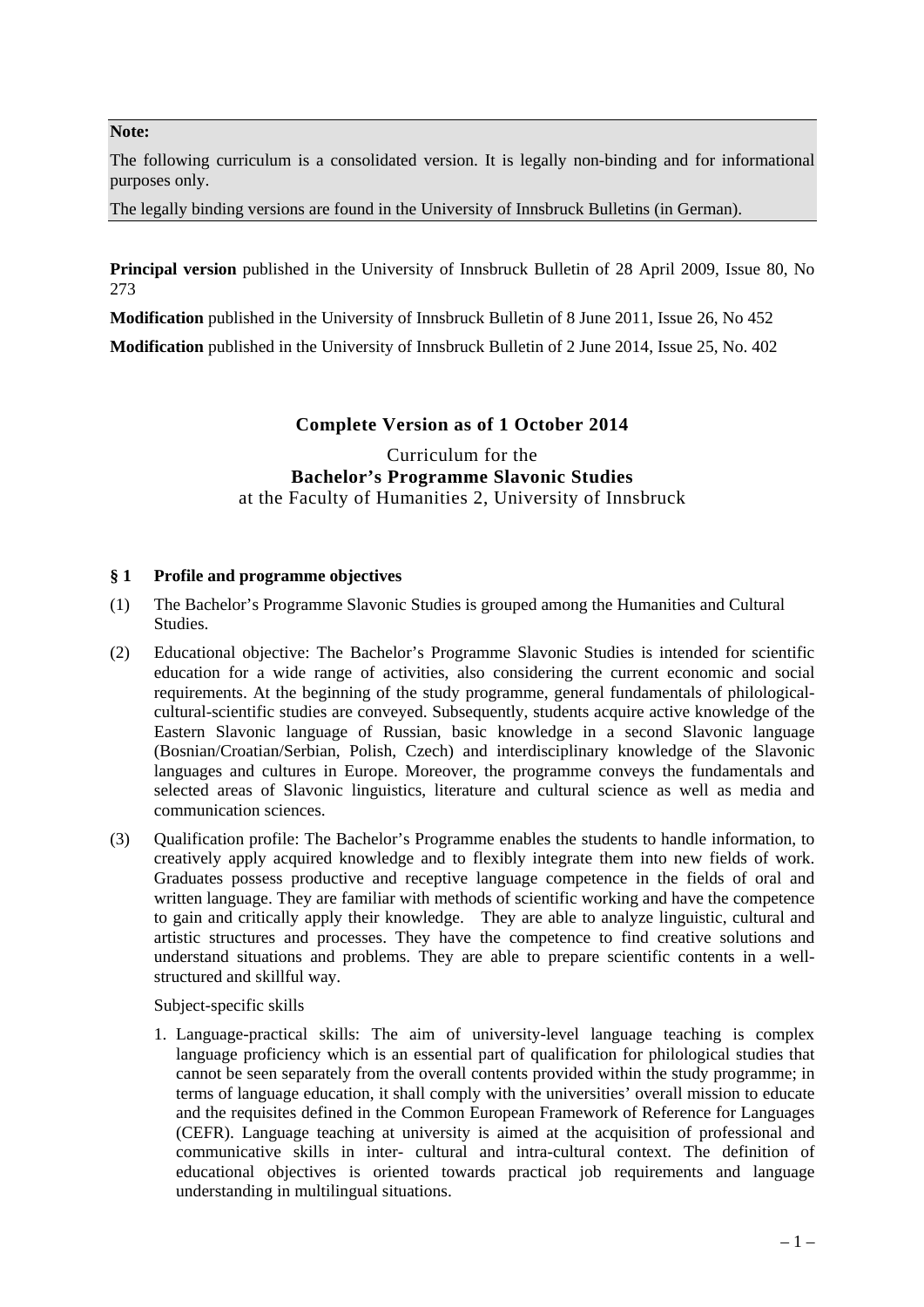**Note:**

The following curriculum is a consolidated version. It is legally non-binding and for informational purposes only.

The legally binding versions are found in the University of Innsbruck Bulletins (in German).

**Principal version** published in the University of Innsbruck Bulletin of 28 April 2009, Issue 80, No 273

**Modification** published in the University of Innsbruck Bulletin of 8 June 2011, Issue 26, No 452

**Modification** published in the University of Innsbruck Bulletin of 2 June 2014, Issue 25, No. 402

# Complete Version as of 1 October 2014

Curriculum for the
**Bachelor's Programme Slavonic Studies**
at the Faculty of Humanities 2, University of Innsbruck

## § 1 Profile and programme objectives

(1) The Bachelor's Programme Slavonic Studies is grouped among the Humanities and Cultural Studies.

(2) Educational objective: The Bachelor's Programme Slavonic Studies is intended for scientific education for a wide range of activities, also considering the current economic and social requirements. At the beginning of the study programme, general fundamentals of philological-cultural-scientific studies are conveyed. Subsequently, students acquire active knowledge of the Eastern Slavonic language of Russian, basic knowledge in a second Slavonic language (Bosnian/Croatian/Serbian, Polish, Czech) and interdisciplinary knowledge of the Slavonic languages and cultures in Europe. Moreover, the programme conveys the fundamentals and selected areas of Slavonic linguistics, literature and cultural science as well as media and communication sciences.

(3) Qualification profile: The Bachelor's Programme enables the students to handle information, to creatively apply acquired knowledge and to flexibly integrate them into new fields of work. Graduates possess productive and receptive language competence in the fields of oral and written language. They are familiar with methods of scientific working and have the competence to gain and critically apply their knowledge. They are able to analyze linguistic, cultural and artistic structures and processes. They have the competence to find creative solutions and understand situations and problems. They are able to prepare scientific contents in a well-structured and skillful way.

Subject-specific skills

1. Language-practical skills: The aim of university-level language teaching is complex language proficiency which is an essential part of qualification for philological studies that cannot be seen separately from the overall contents provided within the study programme; in terms of language education, it shall comply with the universities' overall mission to educate and the requisites defined in the Common European Framework of Reference for Languages (CEFR). Language teaching at university is aimed at the acquisition of professional and communicative skills in inter- cultural and intra-cultural context. The definition of educational objectives is oriented towards practical job requirements and language understanding in multilingual situations.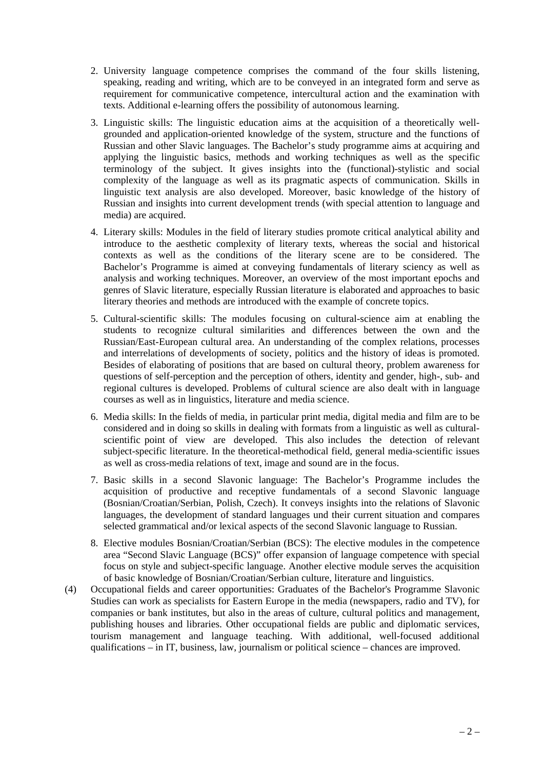2. University language competence comprises the command of the four skills listening, speaking, reading and writing, which are to be conveyed in an integrated form and serve as requirement for communicative competence, intercultural action and the examination with texts. Additional e-learning offers the possibility of autonomous learning.

3. Linguistic skills: The linguistic education aims at the acquisition of a theoretically well-grounded and application-oriented knowledge of the system, structure and the functions of Russian and other Slavic languages. The Bachelor's study programme aims at acquiring and applying the linguistic basics, methods and working techniques as well as the specific terminology of the subject. It gives insights into the (functional)-stylistic and social complexity of the language as well as its pragmatic aspects of communication. Skills in linguistic text analysis are also developed. Moreover, basic knowledge of the history of Russian and insights into current development trends (with special attention to language and media) are acquired.

4. Literary skills: Modules in the field of literary studies promote critical analytical ability and introduce to the aesthetic complexity of literary texts, whereas the social and historical contexts as well as the conditions of the literary scene are to be considered. The Bachelor's Programme is aimed at conveying fundamentals of literary sciency as well as analysis and working techniques. Moreover, an overview of the most important epochs and genres of Slavic literature, especially Russian literature is elaborated and approaches to basic literary theories and methods are introduced with the example of concrete topics.

5. Cultural-scientific skills: The modules focusing on cultural-science aim at enabling the students to recognize cultural similarities and differences between the own and the Russian/East-European cultural area. An understanding of the complex relations, processes and interrelations of developments of society, politics and the history of ideas is promoted. Besides of elaborating of positions that are based on cultural theory, problem awareness for questions of self-perception and the perception of others, identity and gender, high-, sub- and regional cultures is developed. Problems of cultural science are also dealt with in language courses as well as in linguistics, literature and media science.

6. Media skills: In the fields of media, in particular print media, digital media and film are to be considered and in doing so skills in dealing with formats from a linguistic as well as cultural-scientific point of view are developed. This also includes the detection of relevant subject-specific literature. In the theoretical-methodical field, general media-scientific issues as well as cross-media relations of text, image and sound are in the focus.

7. Basic skills in a second Slavonic language: The Bachelor's Programme includes the acquisition of productive and receptive fundamentals of a second Slavonic language (Bosnian/Croatian/Serbian, Polish, Czech). It conveys insights into the relations of Slavonic languages, the development of standard languages und their current situation and compares selected grammatical and/or lexical aspects of the second Slavonic language to Russian.

8. Elective modules Bosnian/Croatian/Serbian (BCS): The elective modules in the competence area "Second Slavic Language (BCS)" offer expansion of language competence with special focus on style and subject-specific language. Another elective module serves the acquisition of basic knowledge of Bosnian/Croatian/Serbian culture, literature and linguistics.

(4) Occupational fields and career opportunities: Graduates of the Bachelor's Programme Slavonic Studies can work as specialists for Eastern Europe in the media (newspapers, radio and TV), for companies or bank institutes, but also in the areas of culture, cultural politics and management, publishing houses and libraries. Other occupational fields are public and diplomatic services, tourism management and language teaching. With additional, well-focused additional qualifications – in IT, business, law, journalism or political science – chances are improved.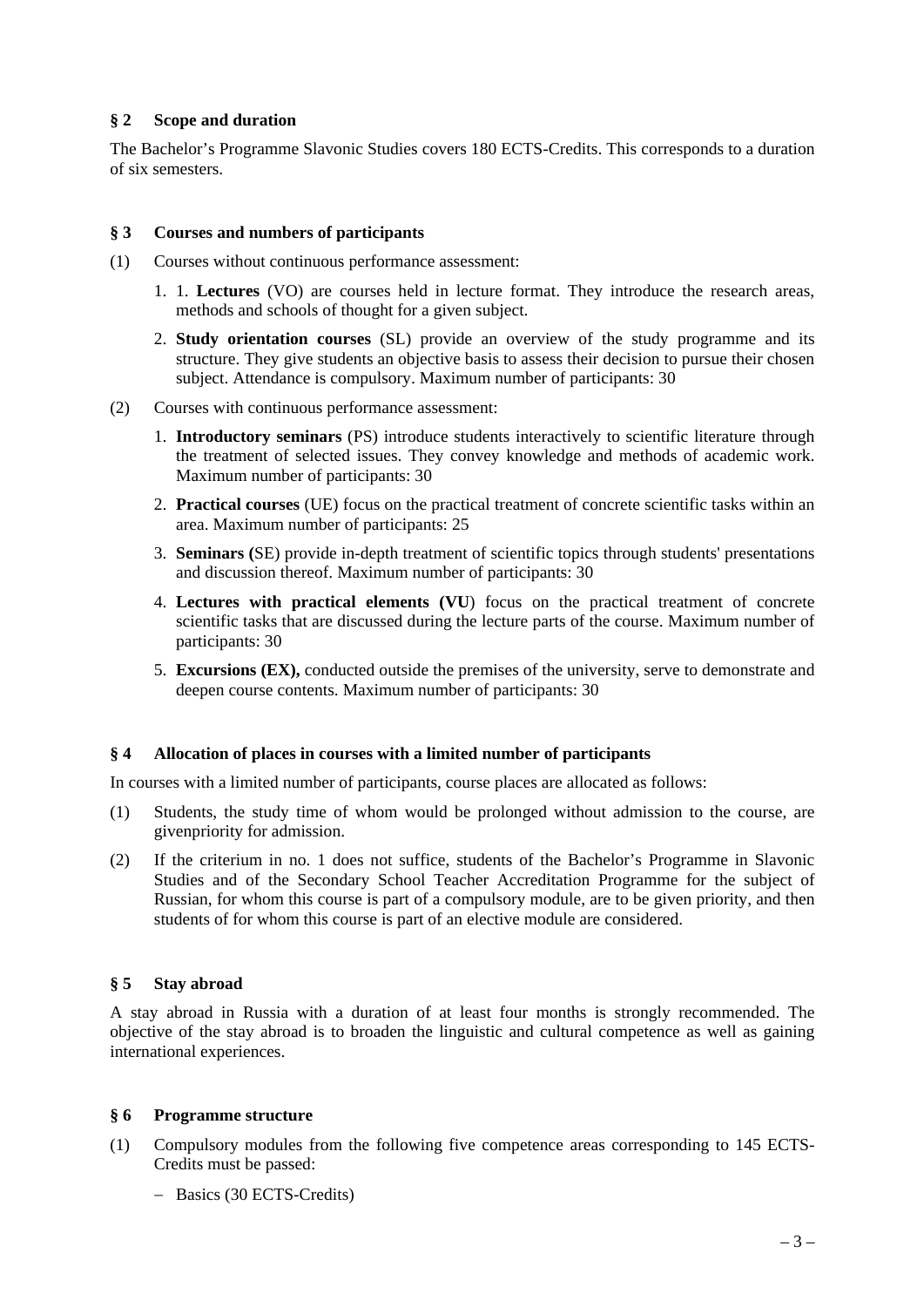### § 2 Scope and duration

The Bachelor's Programme Slavonic Studies covers 180 ECTS-Credits. This corresponds to a duration of six semesters.

### § 3 Courses and numbers of participants

(1) Courses without continuous performance assessment:

1. 1. **Lectures** (VO) are courses held in lecture format. They introduce the research areas, methods and schools of thought for a given subject.
2. **Study orientation courses** (SL) provide an overview of the study programme and its structure. They give students an objective basis to assess their decision to pursue their chosen subject. Attendance is compulsory. Maximum number of participants: 30

(2) Courses with continuous performance assessment:

1. **Introductory seminars** (PS) introduce students interactively to scientific literature through the treatment of selected issues. They convey knowledge and methods of academic work. Maximum number of participants: 30
2. **Practical courses** (UE) focus on the practical treatment of concrete scientific tasks within an area. Maximum number of participants: 25
3. **Seminars (**SE) provide in-depth treatment of scientific topics through students' presentations and discussion thereof. Maximum number of participants: 30
4. **Lectures with practical elements (VU**) focus on the practical treatment of concrete scientific tasks that are discussed during the lecture parts of the course. Maximum number of participants: 30
5. **Excursions (EX),** conducted outside the premises of the university, serve to demonstrate and deepen course contents. Maximum number of participants: 30

### § 4 Allocation of places in courses with a limited number of participants

In courses with a limited number of participants, course places are allocated as follows:

(1) Students, the study time of whom would be prolonged without admission to the course, are givenpriority for admission.

(2) If the criterium in no. 1 does not suffice, students of the Bachelor's Programme in Slavonic Studies and of the Secondary School Teacher Accreditation Programme for the subject of Russian, for whom this course is part of a compulsory module, are to be given priority, and then students of for whom this course is part of an elective module are considered.

### § 5 Stay abroad

A stay abroad in Russia with a duration of at least four months is strongly recommended. The objective of the stay abroad is to broaden the linguistic and cultural competence as well as gaining international experiences.

### § 6 Programme structure

(1) Compulsory modules from the following five competence areas corresponding to 145 ECTS-Credits must be passed:

- Basics (30 ECTS-Credits)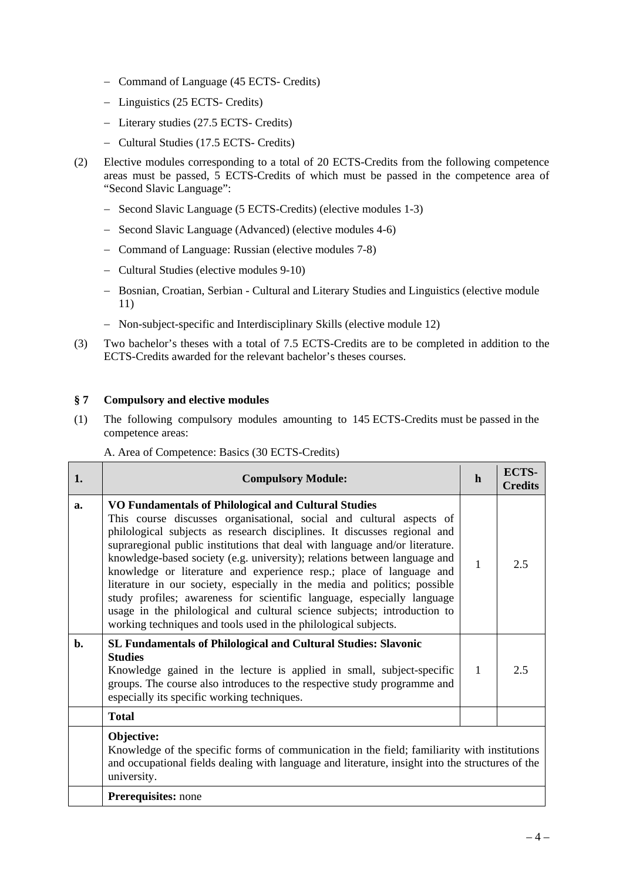– Command of Language (45 ECTS- Credits)
– Linguistics (25 ECTS- Credits)
– Literary studies (27.5 ECTS- Credits)
– Cultural Studies (17.5 ECTS- Credits)

(2) Elective modules corresponding to a total of 20 ECTS-Credits from the following competence areas must be passed, 5 ECTS-Credits of which must be passed in the competence area of "Second Slavic Language":

– Second Slavic Language (5 ECTS-Credits) (elective modules 1-3)
– Second Slavic Language (Advanced) (elective modules 4-6)
– Command of Language: Russian (elective modules 7-8)
– Cultural Studies (elective modules 9-10)
– Bosnian, Croatian, Serbian - Cultural and Literary Studies and Linguistics (elective module 11)
– Non-subject-specific and Interdisciplinary Skills (elective module 12)

(3) Two bachelor's theses with a total of 7.5 ECTS-Credits are to be completed in addition to the ECTS-Credits awarded for the relevant bachelor's theses courses.

### § 7 Compulsory and elective modules

(1) The following compulsory modules amounting to 145 ECTS-Credits must be passed in the competence areas:

A. Area of Competence: Basics (30 ECTS-Credits)

| 1. | Compulsory Module: | h | ECTS-Credits |
|---|---|---|---|
| a. | **VO Fundamentals of Philological and Cultural Studies**<br>This course discusses organisational, social and cultural aspects of philological subjects as research disciplines. It discusses regional and supraregional public institutions that deal with language and/or literature. knowledge-based society (e.g. university); relations between language and knowledge or literature and experience resp.; place of language and literature in our society, especially in the media and politics; possible study profiles; awareness for scientific language, especially language usage in the philological and cultural science subjects; introduction to working techniques and tools used in the philological subjects. | 1 | 2.5 |
| b. | **SL Fundamentals of Philological and Cultural Studies: Slavonic Studies**<br>Knowledge gained in the lecture is applied in small, subject-specific groups. The course also introduces to the respective study programme and especially its specific working techniques. | 1 | 2.5 |
| | **Total** | | |
| | **Objective:**<br>Knowledge of the specific forms of communication in the field; familiarity with institutions and occupational fields dealing with language and literature, insight into the structures of the university. | | |
| | **Prerequisites:** none | | |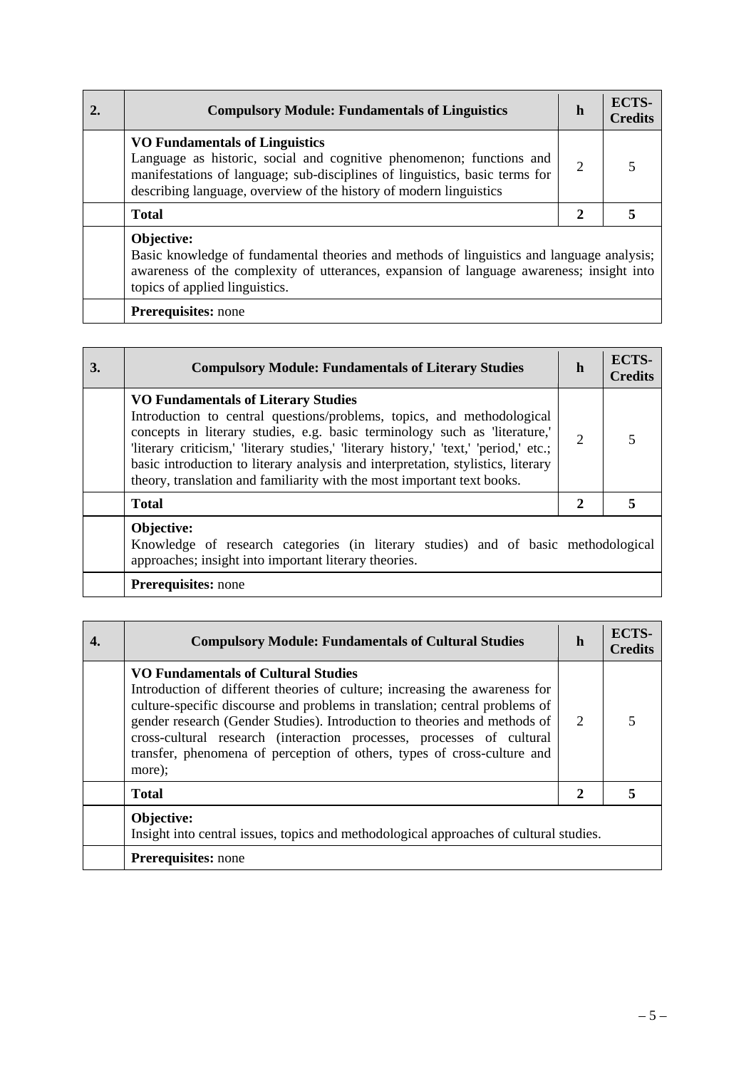| 2. | Compulsory Module: Fundamentals of Linguistics | h | ECTS-Credits |
|---|---|---|---|
| | **VO Fundamentals of Linguistics**<br>Language as historic, social and cognitive phenomenon; functions and manifestations of language; sub-disciplines of linguistics, basic terms for describing language, overview of the history of modern linguistics | 2 | 5 |
| | **Total** | **2** | **5** |
| | **Objective:**<br>Basic knowledge of fundamental theories and methods of linguistics and language analysis; awareness of the complexity of utterances, expansion of language awareness; insight into topics of applied linguistics. | | |
| | **Prerequisites:** none | | |

| 3. | Compulsory Module: Fundamentals of Literary Studies | h | ECTS-Credits |
|---|---|---|---|
| | **VO Fundamentals of Literary Studies**<br>Introduction to central questions/problems, topics, and methodological concepts in literary studies, e.g. basic terminology such as 'literature,' 'literary criticism,' 'literary studies,' 'literary history,' 'text,' 'period,' etc.; basic introduction to literary analysis and interpretation, stylistics, literary theory, translation and familiarity with the most important text books. | 2 | 5 |
| | **Total** | **2** | **5** |
| | **Objective:**<br>Knowledge of research categories (in literary studies) and of basic methodological approaches; insight into important literary theories. | | |
| | **Prerequisites:** none | | |

| 4. | Compulsory Module: Fundamentals of Cultural Studies | h | ECTS-Credits |
|---|---|---|---|
| | **VO Fundamentals of Cultural Studies**<br>Introduction of different theories of culture; increasing the awareness for culture-specific discourse and problems in translation; central problems of gender research (Gender Studies). Introduction to theories and methods of cross-cultural research (interaction processes, processes of cultural transfer, phenomena of perception of others, types of cross-culture and more); | 2 | 5 |
| | **Total** | **2** | **5** |
| | **Objective:**<br>Insight into central issues, topics and methodological approaches of cultural studies. | | |
| | **Prerequisites:** none | | |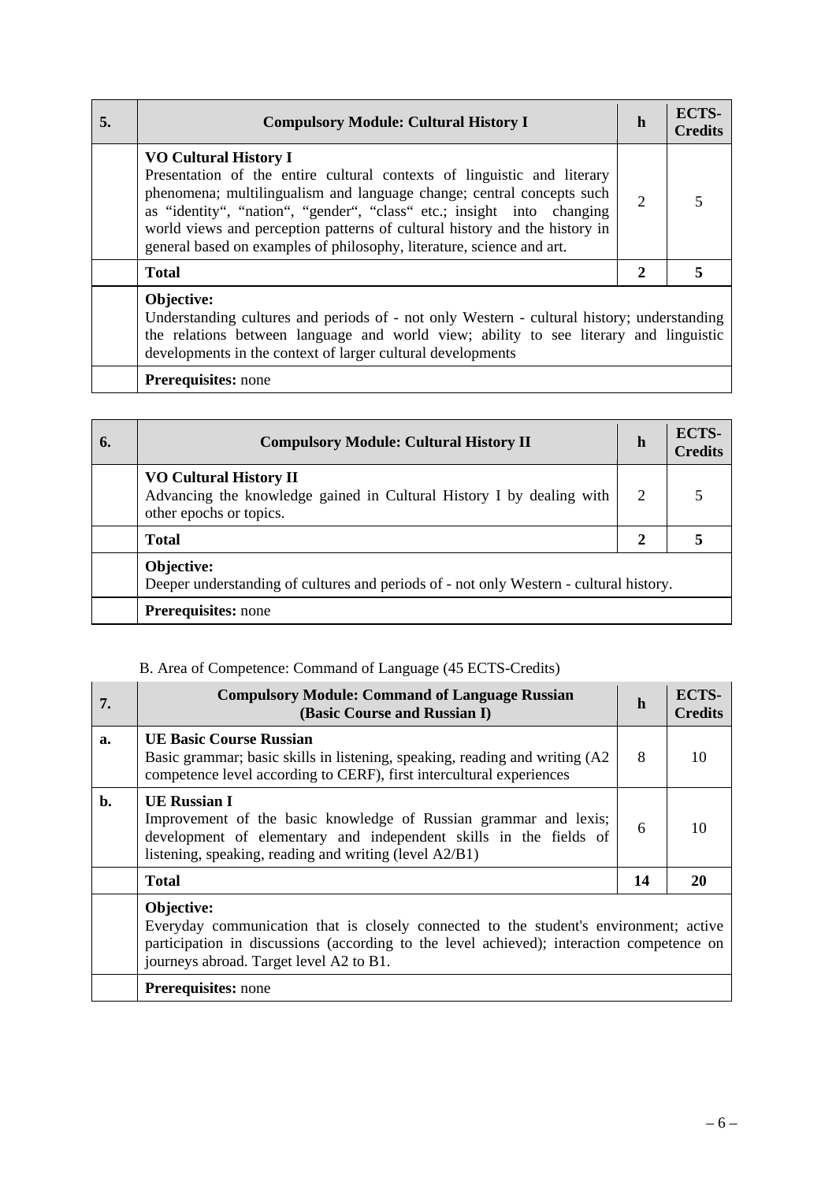| 5. | **Compulsory Module: Cultural History I** | **h** | **ECTS-Credits** |
|---|---|---|---|
| | **VO Cultural History I**<br>Presentation of the entire cultural contexts of linguistic and literary phenomena; multilingualism and language change; central concepts such as "identity", "nation", "gender", "class" etc.; insight into changing world views and perception patterns of cultural history and the history in general based on examples of philosophy, literature, science and art. | 2 | 5 |
| | **Total** | **2** | **5** |
| | **Objective:**<br>Understanding cultures and periods of - not only Western - cultural history; understanding the relations between language and world view; ability to see literary and linguistic developments in the context of larger cultural developments | | |
| | **Prerequisites:** none | | |

| 6. | **Compulsory Module: Cultural History II** | **h** | **ECTS-Credits** |
|---|---|---|---|
| | **VO Cultural History II**<br>Advancing the knowledge gained in Cultural History I by dealing with other epochs or topics. | 2 | 5 |
| | **Total** | **2** | **5** |
| | **Objective:**<br>Deeper understanding of cultures and periods of - not only Western - cultural history. | | |
| | **Prerequisites:** none | | |

B. Area of Competence: Command of Language (45 ECTS-Credits)

| 7. | **Compulsory Module: Command of Language Russian (Basic Course and Russian I)** | **h** | **ECTS-Credits** |
|---|---|---|---|
| **a.** | **UE Basic Course Russian**<br>Basic grammar; basic skills in listening, speaking, reading and writing (A2 competence level according to CERF), first intercultural experiences | 8 | 10 |
| **b.** | **UE Russian I**<br>Improvement of the basic knowledge of Russian grammar and lexis; development of elementary and independent skills in the fields of listening, speaking, reading and writing (level A2/B1) | 6 | 10 |
| | **Total** | **14** | **20** |
| | **Objective:**<br>Everyday communication that is closely connected to the student's environment; active participation in discussions (according to the level achieved); interaction competence on journeys abroad. Target level A2 to B1. | | |
| | **Prerequisites:** none | | |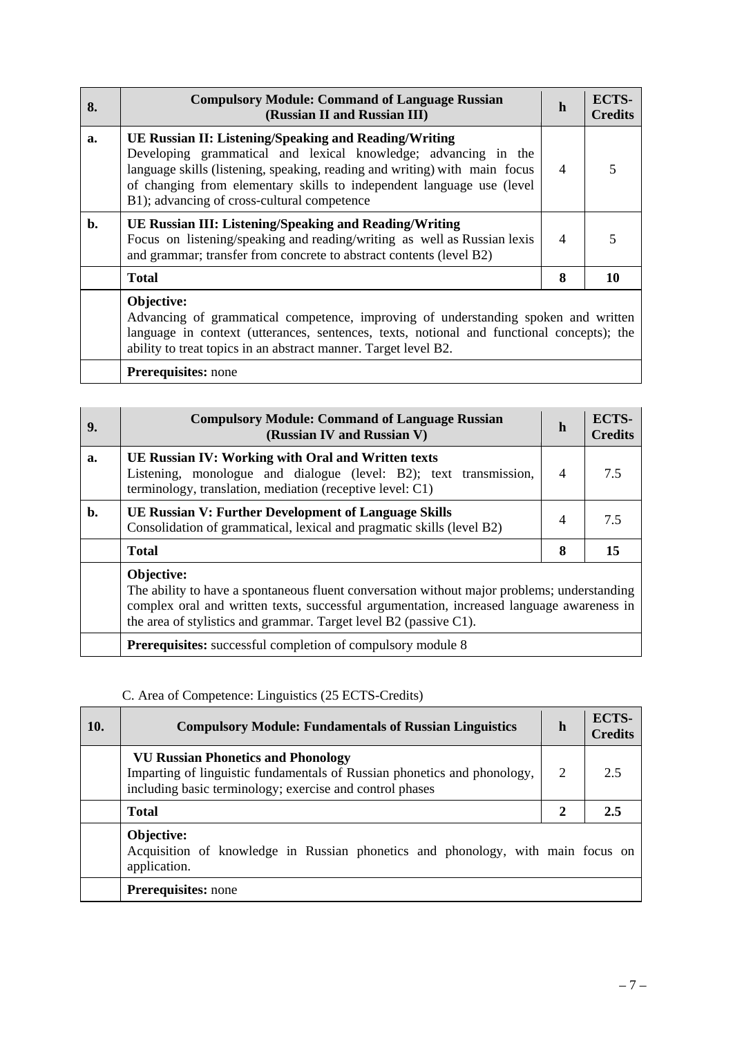| 8. | Compulsory Module: Command of Language Russian (Russian II and Russian III) | h | ECTS-Credits |
|---|---|---|---|
| a. | **UE Russian II: Listening/Speaking and Reading/Writing** Developing grammatical and lexical knowledge; advancing in the language skills (listening, speaking, reading and writing) with main focus of changing from elementary skills to independent language use (level B1); advancing of cross-cultural competence | 4 | 5 |
| b. | **UE Russian III: Listening/Speaking and Reading/Writing** Focus on listening/speaking and reading/writing as well as Russian lexis and grammar; transfer from concrete to abstract contents (level B2) | 4 | 5 |
| | **Total** | **8** | **10** |
| | **Objective:** Advancing of grammatical competence, improving of understanding spoken and written language in context (utterances, sentences, texts, notional and functional concepts); the ability to treat topics in an abstract manner. Target level B2. | | |
| | **Prerequisites:** none | | |

| 9. | Compulsory Module: Command of Language Russian (Russian IV and Russian V) | h | ECTS-Credits |
|---|---|---|---|
| a. | **UE Russian IV: Working with Oral and Written texts** Listening, monologue and dialogue (level: B2); text transmission, terminology, translation, mediation (receptive level: C1) | 4 | 7.5 |
| b. | **UE Russian V: Further Development of Language Skills** Consolidation of grammatical, lexical and pragmatic skills (level B2) | 4 | 7.5 |
| | **Total** | **8** | **15** |
| | **Objective:** The ability to have a spontaneous fluent conversation without major problems; understanding complex oral and written texts, successful argumentation, increased language awareness in the area of stylistics and grammar. Target level B2 (passive C1). | | |
| | **Prerequisites:** successful completion of compulsory module 8 | | |

C. Area of Competence: Linguistics (25 ECTS-Credits)

| 10. | Compulsory Module: Fundamentals of Russian Linguistics | h | ECTS-Credits |
|---|---|---|---|
| | **VU Russian Phonetics and Phonology** Imparting of linguistic fundamentals of Russian phonetics and phonology, including basic terminology; exercise and control phases | 2 | 2.5 |
| | **Total** | **2** | **2.5** |
| | **Objective:** Acquisition of knowledge in Russian phonetics and phonology, with main focus on application. | | |
| | **Prerequisites:** none | | |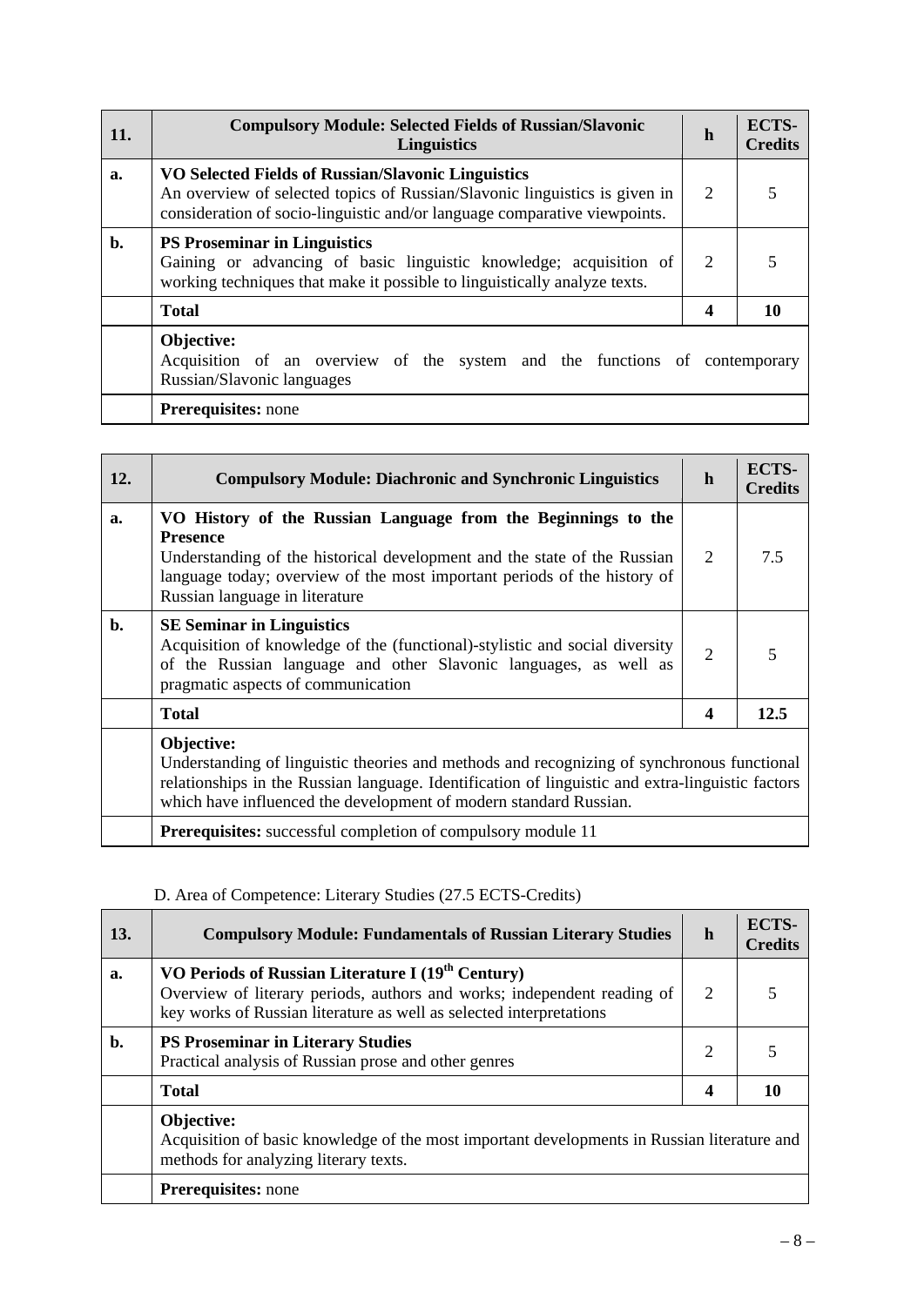| 11. | **Compulsory Module: Selected Fields of Russian/Slavonic Linguistics** | **h** | **ECTS-Credits** |
|---|---|---|---|
| **a.** | **VO Selected Fields of Russian/Slavonic Linguistics** An overview of selected topics of Russian/Slavonic linguistics is given in consideration of socio-linguistic and/or language comparative viewpoints. | 2 | 5 |
| **b.** | **PS Proseminar in Linguistics** Gaining or advancing of basic linguistic knowledge; acquisition of working techniques that make it possible to linguistically analyze texts. | 2 | 5 |
| | **Total** | **4** | **10** |
| | **Objective:** Acquisition of an overview of the system and the functions of contemporary Russian/Slavonic languages | | |
| | **Prerequisites:** none | | |

| 12. | **Compulsory Module: Diachronic and Synchronic Linguistics** | **h** | **ECTS-Credits** |
|---|---|---|---|
| **a.** | **VO History of the Russian Language from the Beginnings to the Presence** Understanding of the historical development and the state of the Russian language today; overview of the most important periods of the history of Russian language in literature | 2 | 7.5 |
| **b.** | **SE Seminar in Linguistics** Acquisition of knowledge of the (functional)-stylistic and social diversity of the Russian language and other Slavonic languages, as well as pragmatic aspects of communication | 2 | 5 |
| | **Total** | **4** | **12.5** |
| | **Objective:** Understanding of linguistic theories and methods and recognizing of synchronous functional relationships in the Russian language. Identification of linguistic and extra-linguistic factors which have influenced the development of modern standard Russian. | | |
| | **Prerequisites:** successful completion of compulsory module 11 | | |

D. Area of Competence: Literary Studies (27.5 ECTS-Credits)

| 13. | **Compulsory Module: Fundamentals of Russian Literary Studies** | **h** | **ECTS-Credits** |
|---|---|---|---|
| **a.** | **VO Periods of Russian Literature I (19th Century)** Overview of literary periods, authors and works; independent reading of key works of Russian literature as well as selected interpretations | 2 | 5 |
| **b.** | **PS Proseminar in Literary Studies** Practical analysis of Russian prose and other genres | 2 | 5 |
| | **Total** | **4** | **10** |
| | **Objective:** Acquisition of basic knowledge of the most important developments in Russian literature and methods for analyzing literary texts. | | |
| | **Prerequisites:** none | | |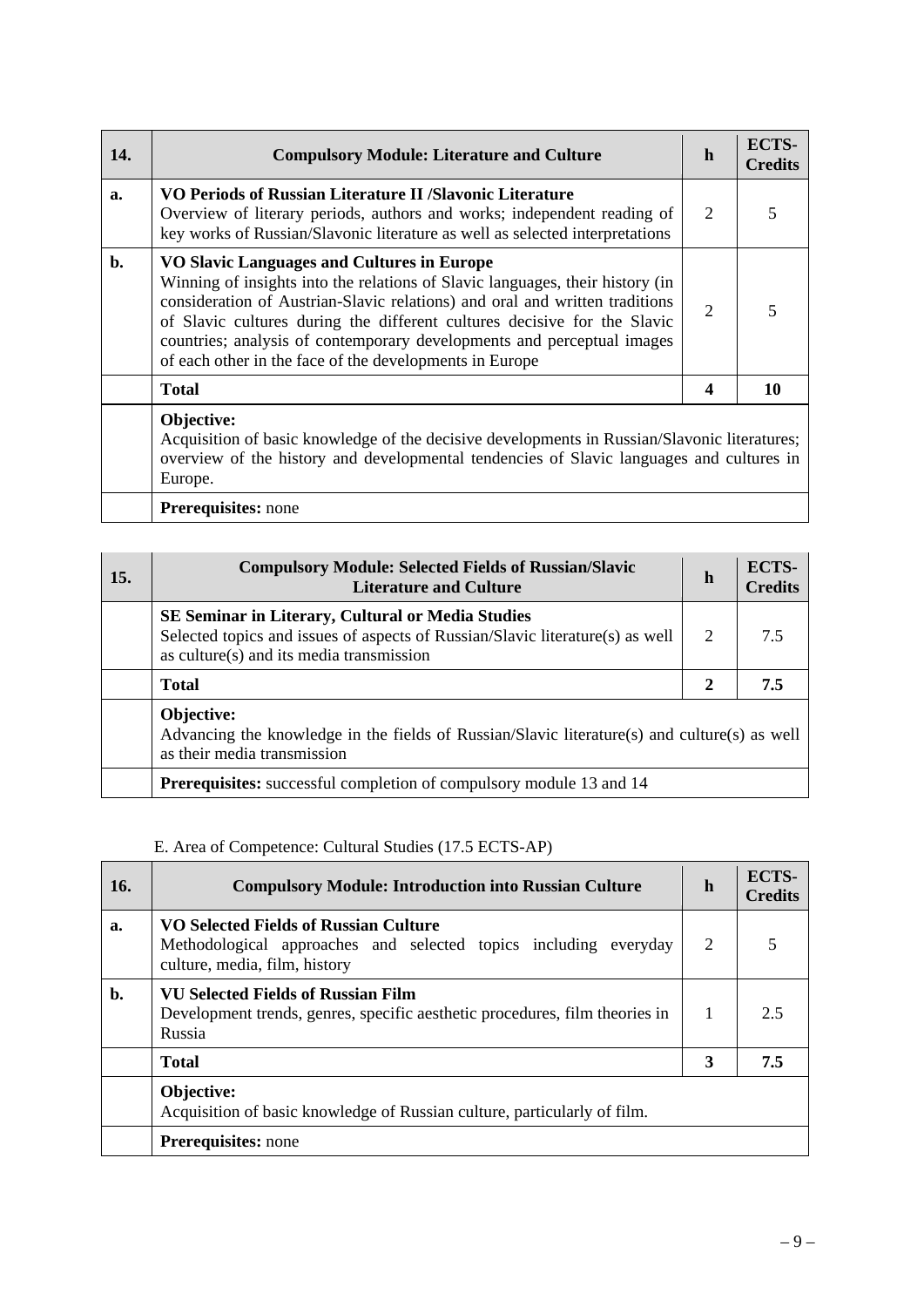| 14. | **Compulsory Module: Literature and Culture** | **h** | **ECTS-Credits** |
|---|---|---|---|
| **a.** | **VO Periods of Russian Literature II /Slavonic Literature**<br>Overview of literary periods, authors and works; independent reading of key works of Russian/Slavonic literature as well as selected interpretations | 2 | 5 |
| **b.** | **VO Slavic Languages and Cultures in Europe**<br>Winning of insights into the relations of Slavic languages, their history (in consideration of Austrian-Slavic relations) and oral and written traditions of Slavic cultures during the different cultures decisive for the Slavic countries; analysis of contemporary developments and perceptual images of each other in the face of the developments in Europe | 2 | 5 |
| | **Total** | **4** | **10** |
| | **Objective:**<br>Acquisition of basic knowledge of the decisive developments in Russian/Slavonic literatures; overview of the history and developmental tendencies of Slavic languages and cultures in Europe. | | |
| | **Prerequisites:** none | | |

| 15. | **Compulsory Module: Selected Fields of Russian/Slavic Literature and Culture** | **h** | **ECTS-Credits** |
|---|---|---|---|
| | **SE Seminar in Literary, Cultural or Media Studies**<br>Selected topics and issues of aspects of Russian/Slavic literature(s) as well as culture(s) and its media transmission | 2 | 7.5 |
| | **Total** | **2** | **7.5** |
| | **Objective:**<br>Advancing the knowledge in the fields of Russian/Slavic literature(s) and culture(s) as well as their media transmission | | |
| | **Prerequisites:** successful completion of compulsory module 13 and 14 | | |

E. Area of Competence: Cultural Studies (17.5 ECTS-AP)

| 16. | **Compulsory Module: Introduction into Russian Culture** | **h** | **ECTS-Credits** |
|---|---|---|---|
| **a.** | **VO Selected Fields of Russian Culture**<br>Methodological approaches and selected topics including everyday culture, media, film, history | 2 | 5 |
| **b.** | **VU Selected Fields of Russian Film**<br>Development trends, genres, specific aesthetic procedures, film theories in Russia | 1 | 2.5 |
| | **Total** | **3** | **7.5** |
| | **Objective:**<br>Acquisition of basic knowledge of Russian culture, particularly of film. | | |
| | **Prerequisites:** none | | |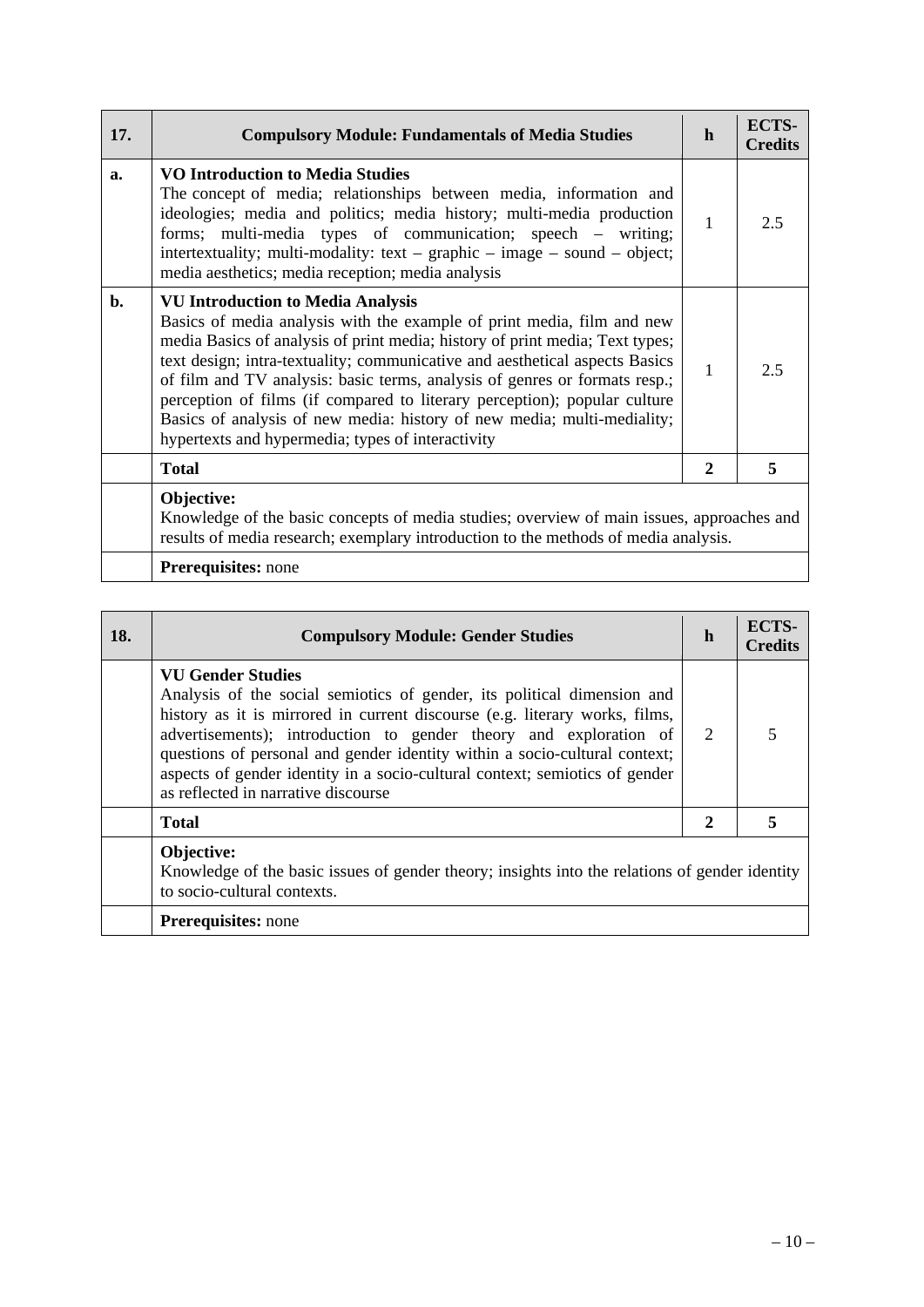| 17. | Compulsory Module: Fundamentals of Media Studies | h | ECTS-Credits |
|---|---|---|---|
| a. | **VO Introduction to Media Studies** The concept of media; relationships between media, information and ideologies; media and politics; media history; multi-media production forms; multi-media types of communication; speech – writing; intertextuality; multi-modality: text – graphic – image – sound – object; media aesthetics; media reception; media analysis | 1 | 2.5 |
| b. | **VU Introduction to Media Analysis** Basics of media analysis with the example of print media, film and new media Basics of analysis of print media; history of print media; Text types; text design; intra-textuality; communicative and aesthetical aspects Basics of film and TV analysis: basic terms, analysis of genres or formats resp.; perception of films (if compared to literary perception); popular culture Basics of analysis of new media: history of new media; multi-mediality; hypertexts and hypermedia; types of interactivity | 1 | 2.5 |
| | **Total** | **2** | **5** |
| | **Objective:** Knowledge of the basic concepts of media studies; overview of main issues, approaches and results of media research; exemplary introduction to the methods of media analysis. | | |
| | **Prerequisites:** none | | |

| 18. | Compulsory Module: Gender Studies | h | ECTS-Credits |
|---|---|---|---|
| | **VU Gender Studies** Analysis of the social semiotics of gender, its political dimension and history as it is mirrored in current discourse (e.g. literary works, films, advertisements); introduction to gender theory and exploration of questions of personal and gender identity within a socio-cultural context; aspects of gender identity in a socio-cultural context; semiotics of gender as reflected in narrative discourse | 2 | 5 |
| | **Total** | **2** | **5** |
| | **Objective:** Knowledge of the basic issues of gender theory; insights into the relations of gender identity to socio-cultural contexts. | | |
| | **Prerequisites:** none | | |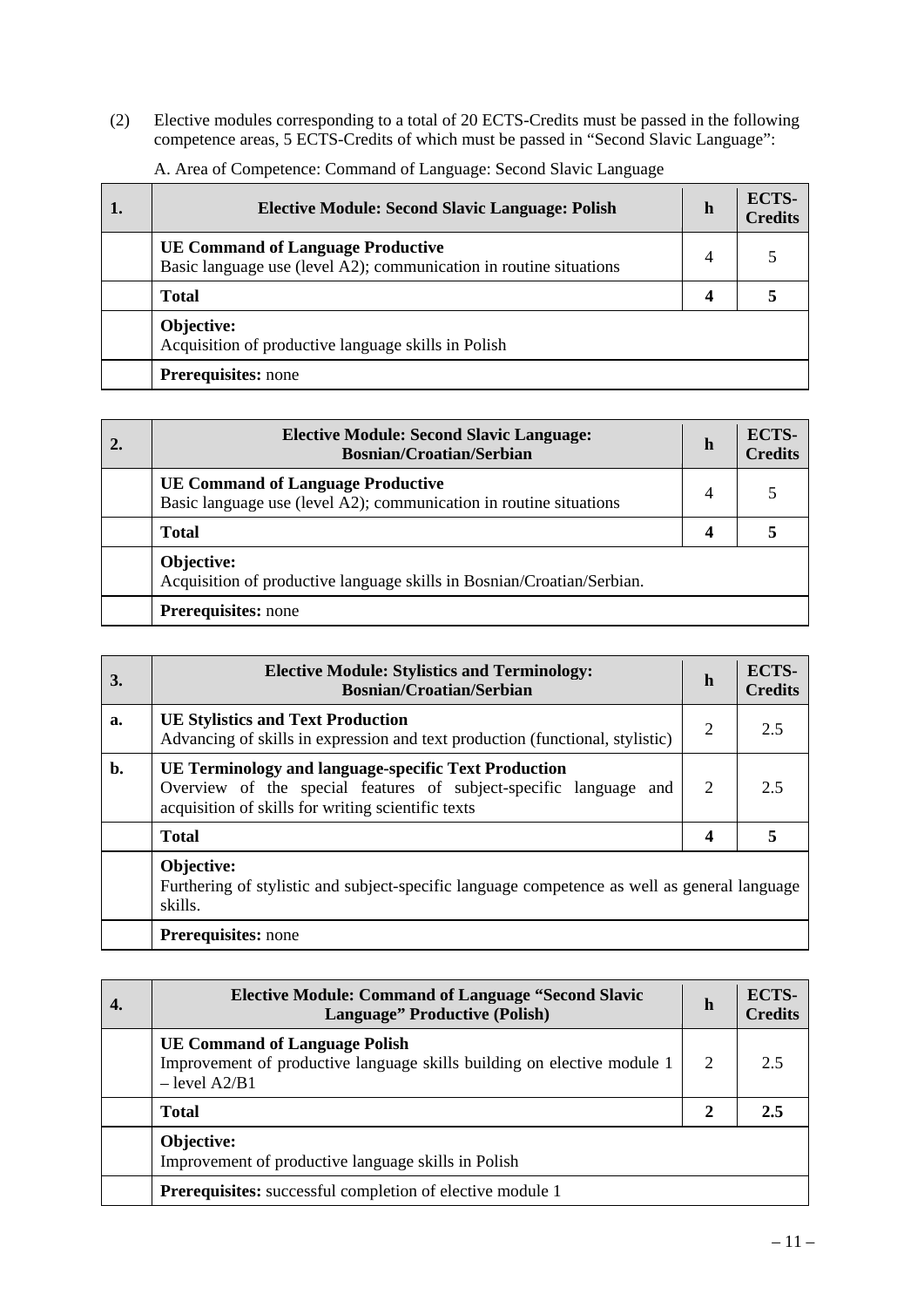(2) Elective modules corresponding to a total of 20 ECTS-Credits must be passed in the following competence areas, 5 ECTS-Credits of which must be passed in "Second Slavic Language":

A. Area of Competence: Command of Language: Second Slavic Language

| **1.** | **Elective Module: Second Slavic Language: Polish** | **h** | **ECTS-Credits** |
|---|---|---|---|
| | **UE Command of Language Productive** Basic language use (level A2); communication in routine situations | 4 | 5 |
| | **Total** | **4** | **5** |
| | **Objective:** Acquisition of productive language skills in Polish | | |
| | **Prerequisites:** none | | |

| **2.** | **Elective Module: Second Slavic Language: Bosnian/Croatian/Serbian** | **h** | **ECTS-Credits** |
|---|---|---|---|
| | **UE Command of Language Productive** Basic language use (level A2); communication in routine situations | 4 | 5 |
| | **Total** | **4** | **5** |
| | **Objective:** Acquisition of productive language skills in Bosnian/Croatian/Serbian. | | |
| | **Prerequisites:** none | | |

| **3.** | **Elective Module: Stylistics and Terminology: Bosnian/Croatian/Serbian** | **h** | **ECTS-Credits** |
|---|---|---|---|
| **a.** | **UE Stylistics and Text Production** Advancing of skills in expression and text production (functional, stylistic) | 2 | 2.5 |
| **b.** | **UE Terminology and language-specific Text Production** Overview of the special features of subject-specific language and acquisition of skills for writing scientific texts | 2 | 2.5 |
| | **Total** | **4** | **5** |
| | **Objective:** Furthering of stylistic and subject-specific language competence as well as general language skills. | | |
| | **Prerequisites:** none | | |

| **4.** | **Elective Module: Command of Language "Second Slavic Language" Productive (Polish)** | **h** | **ECTS-Credits** |
|---|---|---|---|
| | **UE Command of Language Polish** Improvement of productive language skills building on elective module 1 – level A2/B1 | 2 | 2.5 |
| | **Total** | **2** | **2.5** |
| | **Objective:** Improvement of productive language skills in Polish | | |
| | **Prerequisites:** successful completion of elective module 1 | | |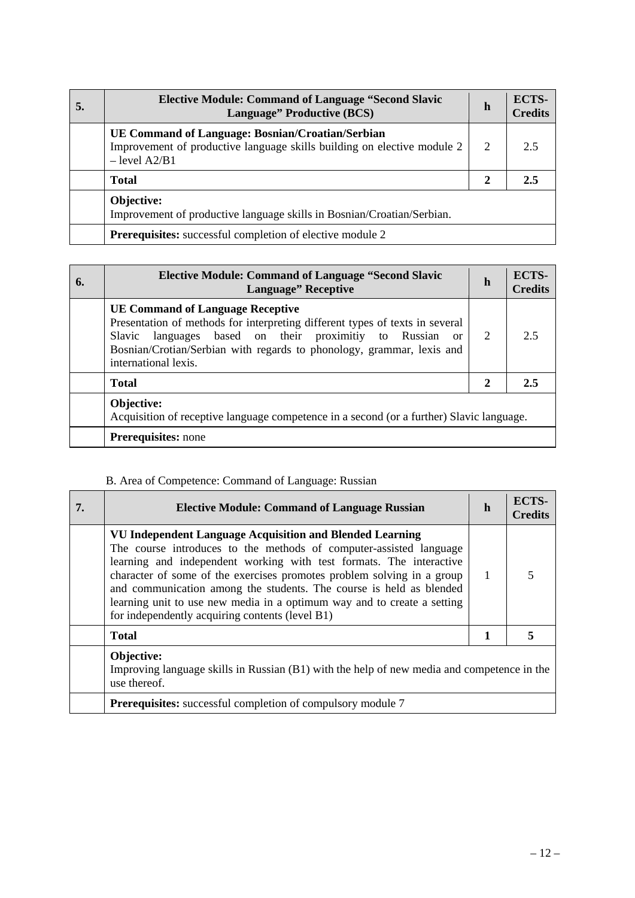| 5. | Elective Module: Command of Language "Second Slavic Language" Productive (BCS) | h | ECTS-Credits |
|---|---|---|---|
| | **UE Command of Language: Bosnian/Croatian/Serbian** Improvement of productive language skills building on elective module 2 – level A2/B1 | 2 | 2.5 |
| | **Total** | **2** | **2.5** |
| | **Objective:** Improvement of productive language skills in Bosnian/Croatian/Serbian. | | |
| | **Prerequisites:** successful completion of elective module 2 | | |

| 6. | Elective Module: Command of Language "Second Slavic Language" Receptive | h | ECTS-Credits |
|---|---|---|---|
| | **UE Command of Language Receptive** Presentation of methods for interpreting different types of texts in several Slavic languages based on their proximitiy to Russian or Bosnian/Crotian/Serbian with regards to phonology, grammar, lexis and international lexis. | 2 | 2.5 |
| | **Total** | **2** | **2.5** |
| | **Objective:** Acquisition of receptive language competence in a second (or a further) Slavic language. | | |
| | **Prerequisites:** none | | |

B. Area of Competence: Command of Language: Russian

| 7. | Elective Module: Command of Language Russian | h | ECTS-Credits |
|---|---|---|---|
| | **VU Independent Language Acquisition and Blended Learning** The course introduces to the methods of computer-assisted language learning and independent working with test formats. The interactive character of some of the exercises promotes problem solving in a group and communication among the students. The course is held as blended learning unit to use new media in a optimum way and to create a setting for independently acquiring contents (level B1) | 1 | 5 |
| | **Total** | **1** | **5** |
| | **Objective:** Improving language skills in Russian (B1) with the help of new media and competence in the use thereof. | | |
| | **Prerequisites:** successful completion of compulsory module 7 | | |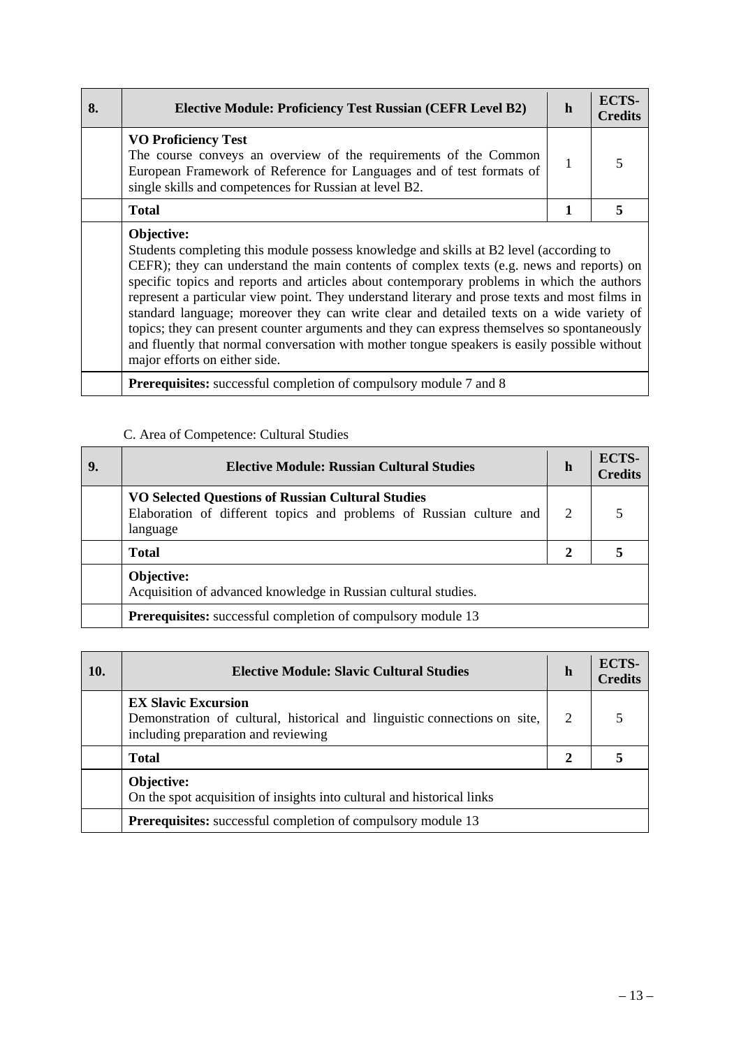| 8. | **Elective Module: Proficiency Test Russian (CEFR Level B2)** | **h** | **ECTS-Credits** |
|---|---|---|---|
| | **VO Proficiency Test**<br>The course conveys an overview of the requirements of the Common European Framework of Reference for Languages and of test formats of single skills and competences for Russian at level B2. | 1 | 5 |
| | **Total** | **1** | **5** |
| | **Objective:**<br>Students completing this module possess knowledge and skills at B2 level (according to CEFR); they can understand the main contents of complex texts (e.g. news and reports) on specific topics and reports and articles about contemporary problems in which the authors represent a particular view point. They understand literary and prose texts and most films in standard language; moreover they can write clear and detailed texts on a wide variety of topics; they can present counter arguments and they can express themselves so spontaneously and fluently that normal conversation with mother tongue speakers is easily possible without major efforts on either side. | | |
| | **Prerequisites:** successful completion of compulsory module 7 and 8 | | |

C. Area of Competence: Cultural Studies

| 9. | **Elective Module: Russian Cultural Studies** | **h** | **ECTS-Credits** |
|---|---|---|---|
| | **VO Selected Questions of Russian Cultural Studies**<br>Elaboration of different topics and problems of Russian culture and language | 2 | 5 |
| | **Total** | **2** | **5** |
| | **Objective:**<br>Acquisition of advanced knowledge in Russian cultural studies. | | |
| | **Prerequisites:** successful completion of compulsory module 13 | | |

| 10. | **Elective Module: Slavic Cultural Studies** | **h** | **ECTS-Credits** |
|---|---|---|---|
| | **EX Slavic Excursion**<br>Demonstration of cultural, historical and linguistic connections on site, including preparation and reviewing | 2 | 5 |
| | **Total** | **2** | **5** |
| | **Objective:**<br>On the spot acquisition of insights into cultural and historical links | | |
| | **Prerequisites:** successful completion of compulsory module 13 | | |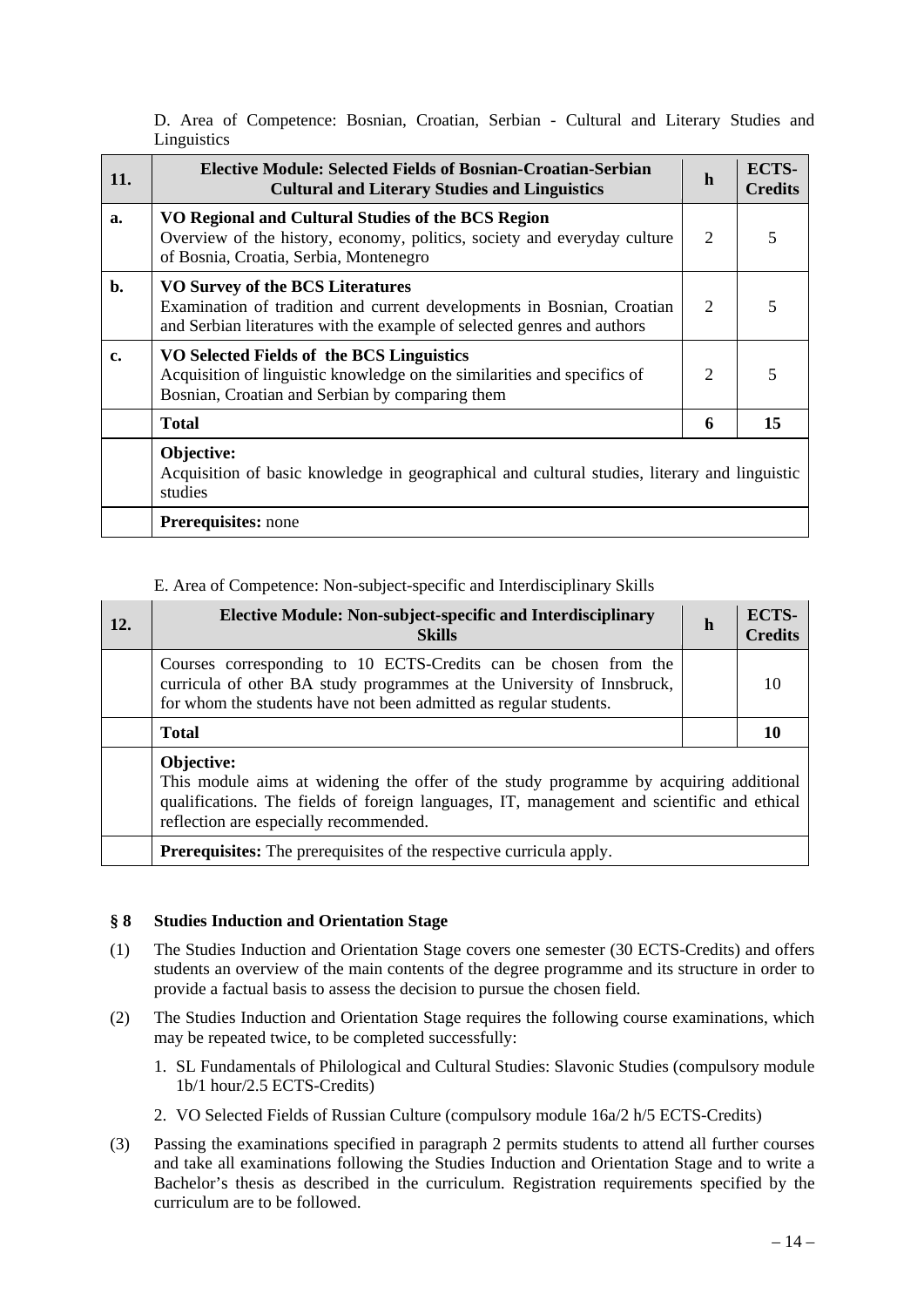D. Area of Competence: Bosnian, Croatian, Serbian - Cultural and Literary Studies and Linguistics

| 11. | Elective Module: Selected Fields of Bosnian-Croatian-Serbian Cultural and Literary Studies and Linguistics | h | ECTS-Credits |
|---|---|---|---|
| a. | **VO Regional and Cultural Studies of the BCS Region**<br>Overview of the history, economy, politics, society and everyday culture of Bosnia, Croatia, Serbia, Montenegro | 2 | 5 |
| b. | **VO Survey of the BCS Literatures**<br>Examination of tradition and current developments in Bosnian, Croatian and Serbian literatures with the example of selected genres and authors | 2 | 5 |
| c. | **VO Selected Fields of the BCS Linguistics**<br>Acquisition of linguistic knowledge on the similarities and specifics of Bosnian, Croatian and Serbian by comparing them | 2 | 5 |
| | **Total** | **6** | **15** |
| | **Objective:**<br>Acquisition of basic knowledge in geographical and cultural studies, literary and linguistic studies | | |
| | **Prerequisites:** none | | |

E. Area of Competence: Non-subject-specific and Interdisciplinary Skills

| 12. | Elective Module: Non-subject-specific and Interdisciplinary Skills | h | ECTS-Credits |
|---|---|---|---|
| | Courses corresponding to 10 ECTS-Credits can be chosen from the curricula of other BA study programmes at the University of Innsbruck, for whom the students have not been admitted as regular students. | | 10 |
| | **Total** | | **10** |
| | **Objective:**<br>This module aims at widening the offer of the study programme by acquiring additional qualifications. The fields of foreign languages, IT, management and scientific and ethical reflection are especially recommended. | | |
| | **Prerequisites:** The prerequisites of the respective curricula apply. | | |

### § 8 Studies Induction and Orientation Stage

(1) The Studies Induction and Orientation Stage covers one semester (30 ECTS-Credits) and offers students an overview of the main contents of the degree programme and its structure in order to provide a factual basis to assess the decision to pursue the chosen field.

(2) The Studies Induction and Orientation Stage requires the following course examinations, which may be repeated twice, to be completed successfully:

1. SL Fundamentals of Philological and Cultural Studies: Slavonic Studies (compulsory module 1b/1 hour/2.5 ECTS-Credits)
2. VO Selected Fields of Russian Culture (compulsory module 16a/2 h/5 ECTS-Credits)

(3) Passing the examinations specified in paragraph 2 permits students to attend all further courses and take all examinations following the Studies Induction and Orientation Stage and to write a Bachelor's thesis as described in the curriculum. Registration requirements specified by the curriculum are to be followed.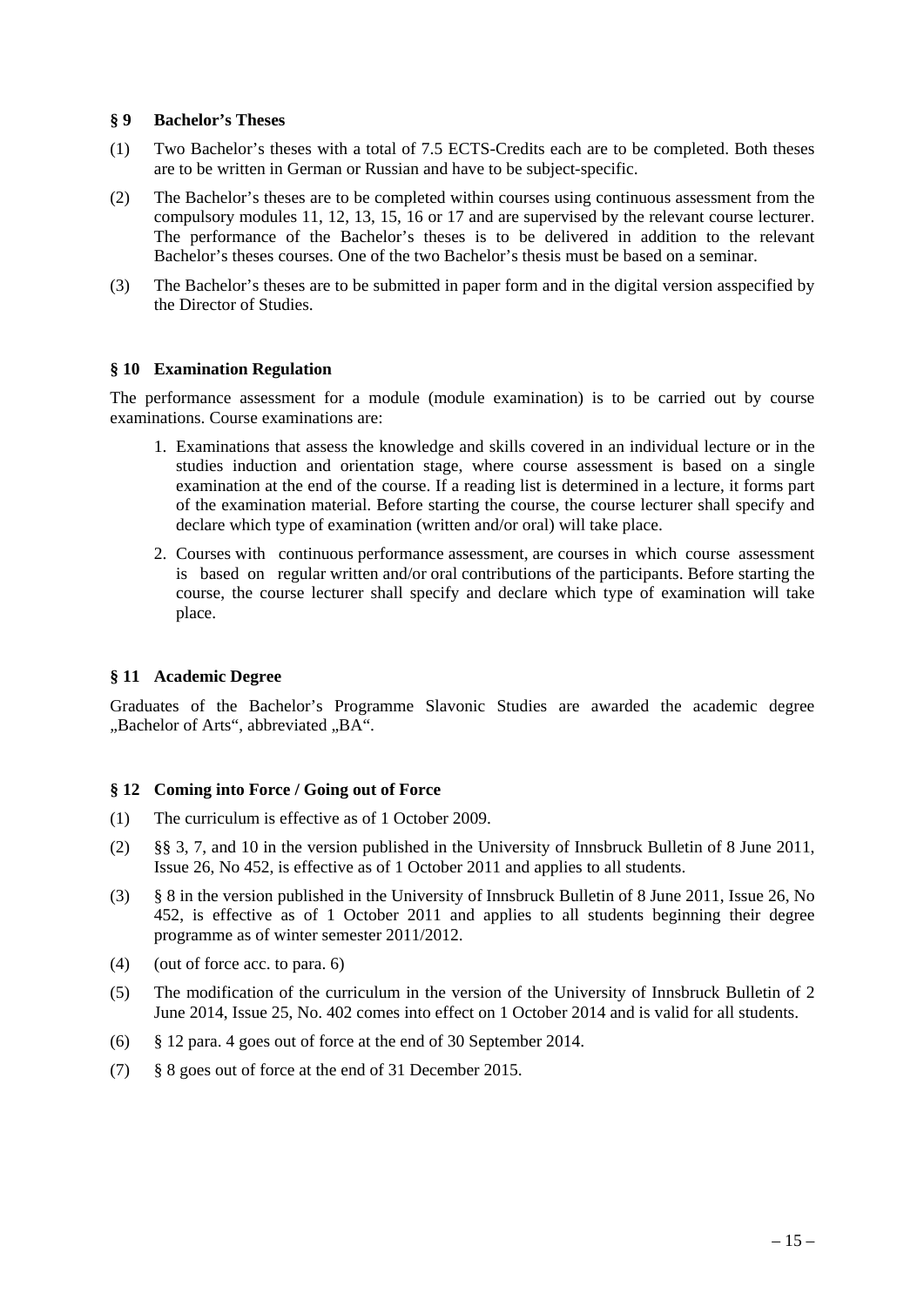## § 9 Bachelor's Theses

(1) Two Bachelor's theses with a total of 7.5 ECTS-Credits each are to be completed. Both theses are to be written in German or Russian and have to be subject-specific.

(2) The Bachelor's theses are to be completed within courses using continuous assessment from the compulsory modules 11, 12, 13, 15, 16 or 17 and are supervised by the relevant course lecturer. The performance of the Bachelor's theses is to be delivered in addition to the relevant Bachelor's theses courses. One of the two Bachelor's thesis must be based on a seminar.

(3) The Bachelor's theses are to be submitted in paper form and in the digital version asspecified by the Director of Studies.

## § 10 Examination Regulation

The performance assessment for a module (module examination) is to be carried out by course examinations. Course examinations are:

1. Examinations that assess the knowledge and skills covered in an individual lecture or in the studies induction and orientation stage, where course assessment is based on a single examination at the end of the course. If a reading list is determined in a lecture, it forms part of the examination material. Before starting the course, the course lecturer shall specify and declare which type of examination (written and/or oral) will take place.
2. Courses with continuous performance assessment, are courses in which course assessment is based on regular written and/or oral contributions of the participants. Before starting the course, the course lecturer shall specify and declare which type of examination will take place.

## § 11 Academic Degree

Graduates of the Bachelor's Programme Slavonic Studies are awarded the academic degree „Bachelor of Arts", abbreviated „BA".

## § 12 Coming into Force / Going out of Force

(1) The curriculum is effective as of 1 October 2009.

(2) §§ 3, 7, and 10 in the version published in the University of Innsbruck Bulletin of 8 June 2011, Issue 26, No 452, is effective as of 1 October 2011 and applies to all students.

(3) § 8 in the version published in the University of Innsbruck Bulletin of 8 June 2011, Issue 26, No 452, is effective as of 1 October 2011 and applies to all students beginning their degree programme as of winter semester 2011/2012.

(4) (out of force acc. to para. 6)

(5) The modification of the curriculum in the version of the University of Innsbruck Bulletin of 2 June 2014, Issue 25, No. 402 comes into effect on 1 October 2014 and is valid for all students.

(6) § 12 para. 4 goes out of force at the end of 30 September 2014.

(7) § 8 goes out of force at the end of 31 December 2015.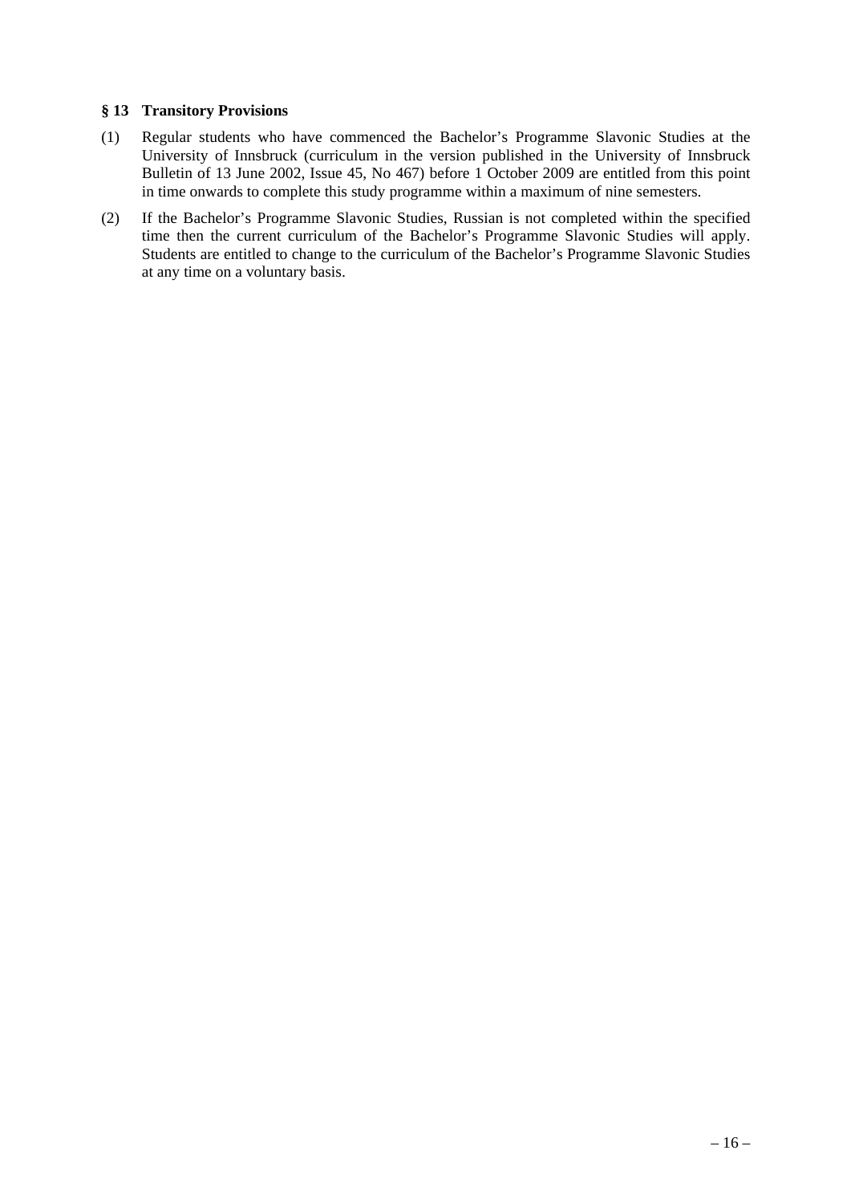## § 13 Transitory Provisions

(1) Regular students who have commenced the Bachelor's Programme Slavonic Studies at the University of Innsbruck (curriculum in the version published in the University of Innsbruck Bulletin of 13 June 2002, Issue 45, No 467) before 1 October 2009 are entitled from this point in time onwards to complete this study programme within a maximum of nine semesters.

(2) If the Bachelor's Programme Slavonic Studies, Russian is not completed within the specified time then the current curriculum of the Bachelor's Programme Slavonic Studies will apply. Students are entitled to change to the curriculum of the Bachelor's Programme Slavonic Studies at any time on a voluntary basis.